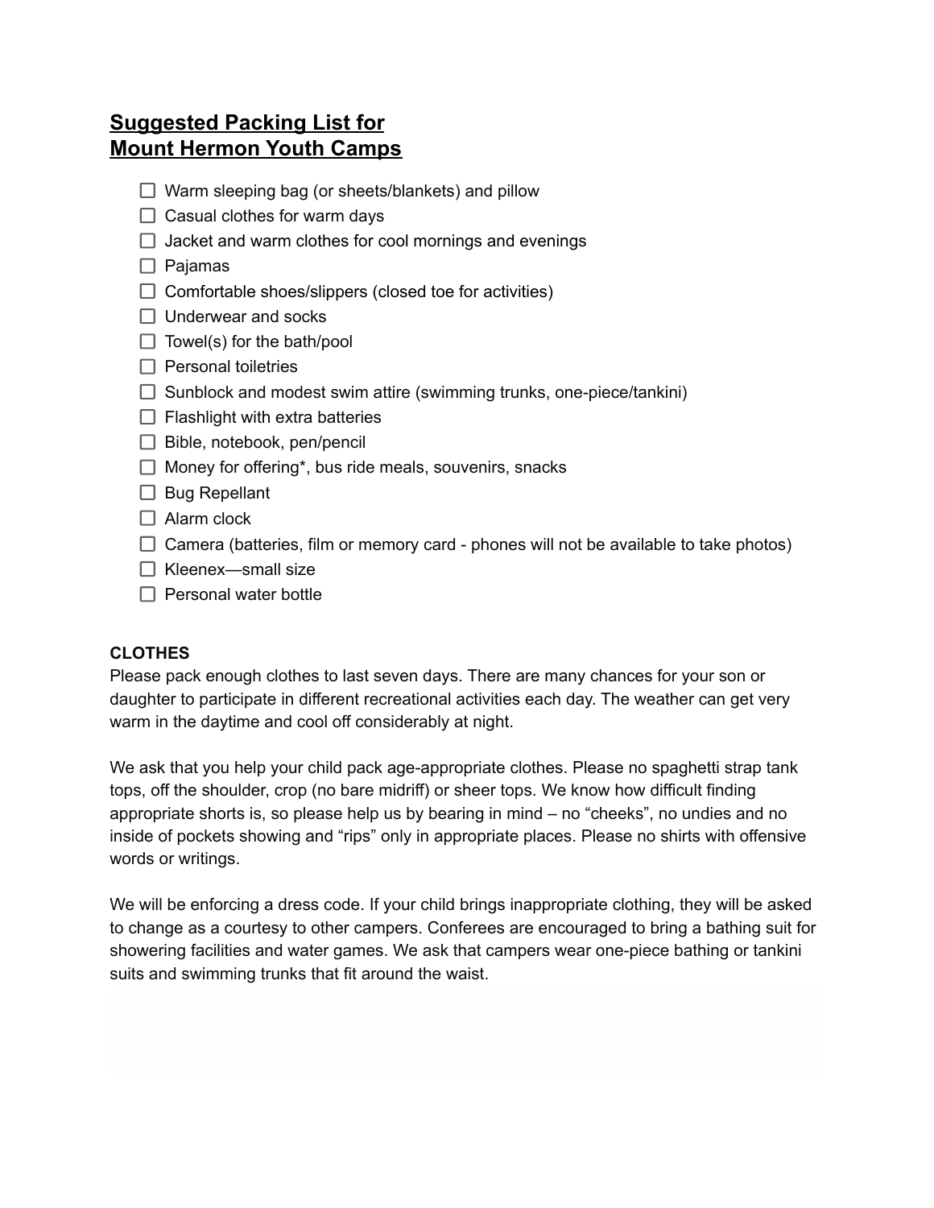# Suggested Packing List for Mount Hermon Youth Camps

- [ ] Warm sleeping bag (or sheets/blankets) and pillow
- [ ] Casual clothes for warm days
- [ ] Jacket and warm clothes for cool mornings and evenings
- [ ] Pajamas
- [ ] Comfortable shoes/slippers (closed toe for activities)
- [ ] Underwear and socks
- [ ] Towel(s) for the bath/pool
- [ ] Personal toiletries
- [ ] Sunblock and modest swim attire (swimming trunks, one-piece/tankini)
- [ ] Flashlight with extra batteries
- [ ] Bible, notebook, pen/pencil
- [ ] Money for offering*, bus ride meals, souvenirs, snacks
- [ ] Bug Repellant
- [ ] Alarm clock
- [ ] Camera (batteries, film or memory card - phones will not be available to take photos)
- [ ] Kleenex—small size
- [ ] Personal water bottle

**CLOTHES**

Please pack enough clothes to last seven days. There are many chances for your son or daughter to participate in different recreational activities each day. The weather can get very warm in the daytime and cool off considerably at night.

We ask that you help your child pack age-appropriate clothes. Please no spaghetti strap tank tops, off the shoulder, crop (no bare midriff) or sheer tops. We know how difficult finding appropriate shorts is, so please help us by bearing in mind – no "cheeks", no undies and no inside of pockets showing and "rips" only in appropriate places. Please no shirts with offensive words or writings.

We will be enforcing a dress code. If your child brings inappropriate clothing, they will be asked to change as a courtesy to other campers. Conferees are encouraged to bring a bathing suit for showering facilities and water games. We ask that campers wear one-piece bathing or tankini suits and swimming trunks that fit around the waist.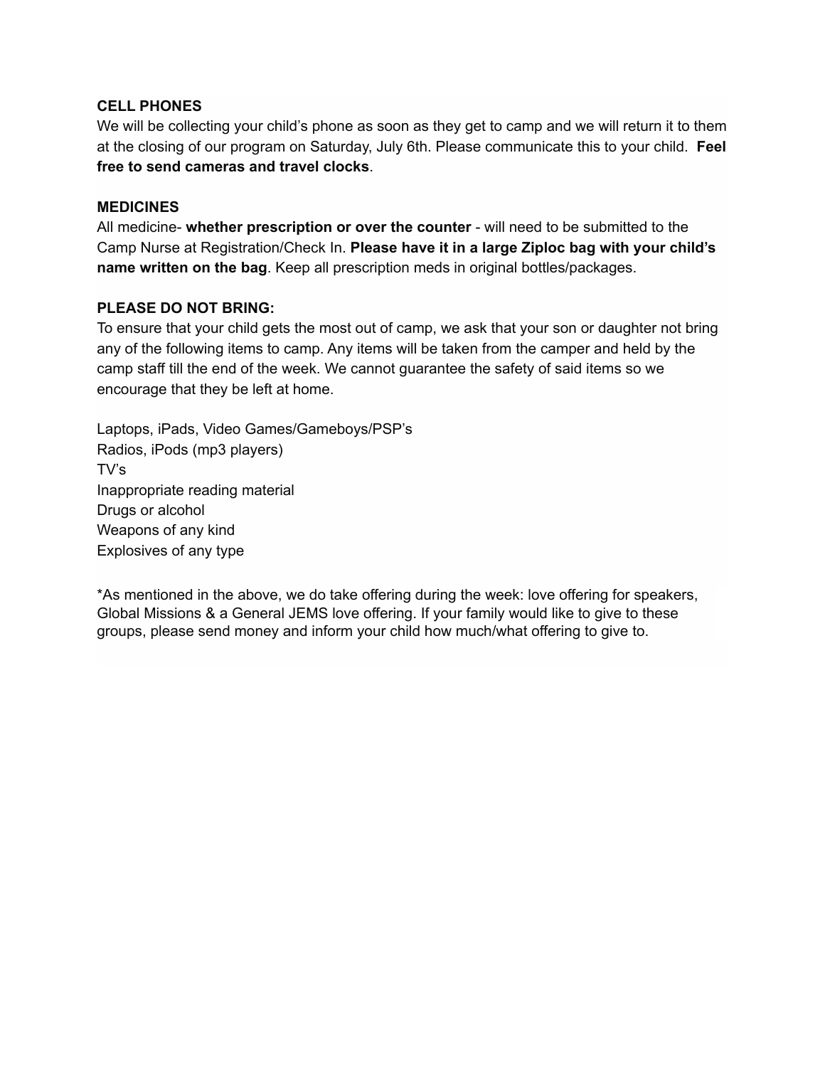**CELL PHONES**

We will be collecting your child's phone as soon as they get to camp and we will return it to them at the closing of our program on Saturday, July 6th. Please communicate this to your child. **Feel free to send cameras and travel clocks**.

**MEDICINES**

All medicine- **whether prescription or over the counter** - will need to be submitted to the Camp Nurse at Registration/Check In. **Please have it in a large Ziploc bag with your child's name written on the bag**. Keep all prescription meds in original bottles/packages.

**PLEASE DO NOT BRING:**

To ensure that your child gets the most out of camp, we ask that your son or daughter not bring any of the following items to camp. Any items will be taken from the camper and held by the camp staff till the end of the week. We cannot guarantee the safety of said items so we encourage that they be left at home.

Laptops, iPads, Video Games/Gameboys/PSP's
Radios, iPods (mp3 players)
TV's
Inappropriate reading material
Drugs or alcohol
Weapons of any kind
Explosives of any type

*As mentioned in the above, we do take offering during the week: love offering for speakers, Global Missions & a General JEMS love offering. If your family would like to give to these groups, please send money and inform your child how much/what offering to give to.